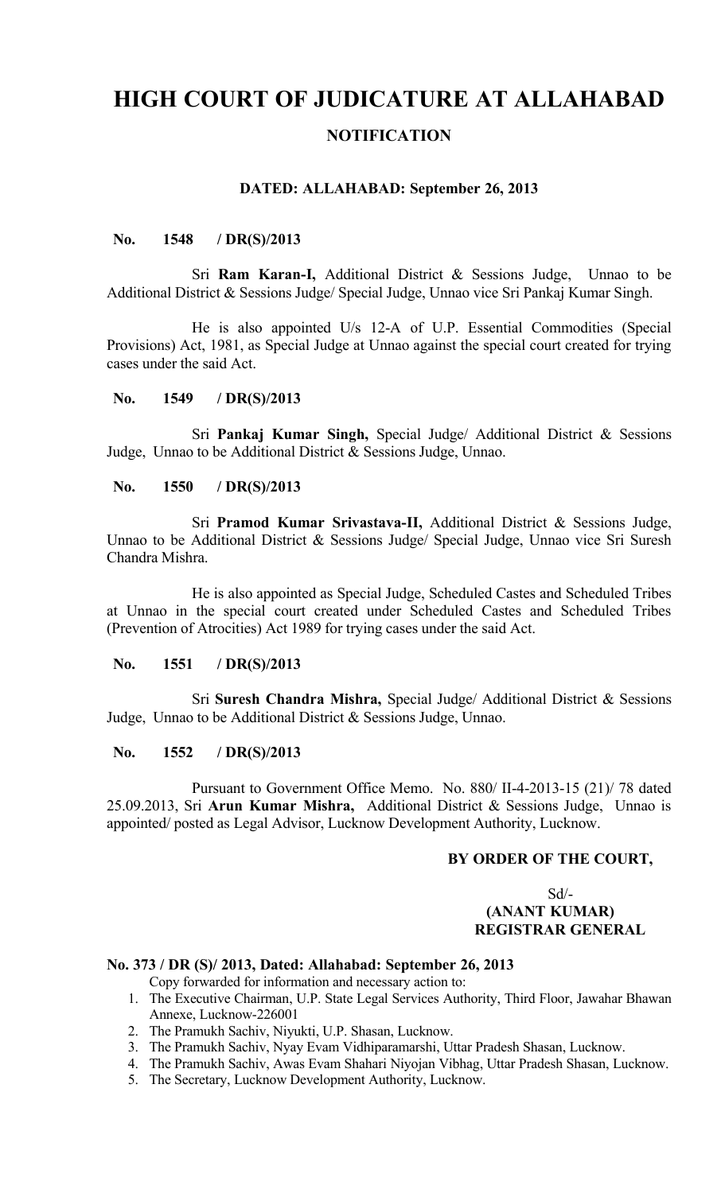# HIGH COURT OF JUDICATURE AT ALLAHABAD

## NOTIFICATION

### DATED: ALLAHABAD: September 26, 2013

**No. 1548 / DR(S)/2013**

Sri **Ram Karan-I,** Additional District & Sessions Judge, Unnao to be Additional District & Sessions Judge/ Special Judge, Unnao vice Sri Pankaj Kumar Singh.

He is also appointed U/s 12-A of U.P. Essential Commodities (Special Provisions) Act, 1981, as Special Judge at Unnao against the special court created for trying cases under the said Act.

**No. 1549 / DR(S)/2013**

Sri **Pankaj Kumar Singh,** Special Judge/ Additional District & Sessions Judge, Unnao to be Additional District & Sessions Judge, Unnao.

**No. 1550 / DR(S)/2013**

Sri **Pramod Kumar Srivastava-II,** Additional District & Sessions Judge, Unnao to be Additional District & Sessions Judge/ Special Judge, Unnao vice Sri Suresh Chandra Mishra.

He is also appointed as Special Judge, Scheduled Castes and Scheduled Tribes at Unnao in the special court created under Scheduled Castes and Scheduled Tribes (Prevention of Atrocities) Act 1989 for trying cases under the said Act.

**No. 1551 / DR(S)/2013**

Sri **Suresh Chandra Mishra,** Special Judge/ Additional District & Sessions Judge, Unnao to be Additional District & Sessions Judge, Unnao.

**No. 1552 / DR(S)/2013**

Pursuant to Government Office Memo. No. 880/ II-4-2013-15 (21)/ 78 dated 25.09.2013, Sri **Arun Kumar Mishra,** Additional District & Sessions Judge, Unnao is appointed/ posted as Legal Advisor, Lucknow Development Authority, Lucknow.

**BY ORDER OF THE COURT,**

Sd/-
**(ANANT KUMAR)**
**REGISTRAR GENERAL**

**No. 373 / DR (S)/ 2013, Dated: Allahabad: September 26, 2013**

Copy forwarded for information and necessary action to:

1. The Executive Chairman, U.P. State Legal Services Authority, Third Floor, Jawahar Bhawan Annexe, Lucknow-226001
2. The Pramukh Sachiv, Niyukti, U.P. Shasan, Lucknow.
3. The Pramukh Sachiv, Nyay Evam Vidhiparamarshi, Uttar Pradesh Shasan, Lucknow.
4. The Pramukh Sachiv, Awas Evam Shahari Niyojan Vibhag, Uttar Pradesh Shasan, Lucknow.
5. The Secretary, Lucknow Development Authority, Lucknow.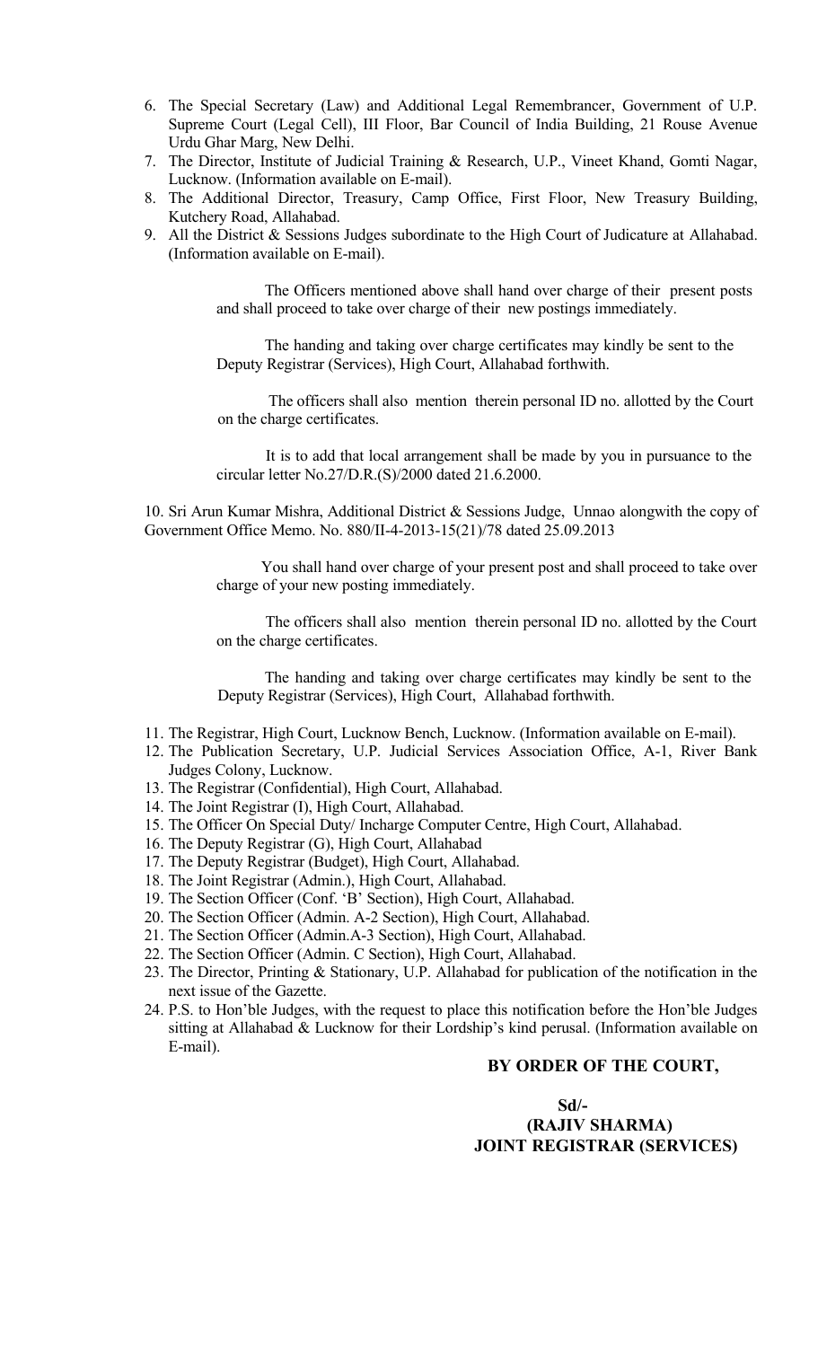6. The Special Secretary (Law) and Additional Legal Remembrancer, Government of U.P. Supreme Court (Legal Cell), III Floor, Bar Council of India Building, 21 Rouse Avenue Urdu Ghar Marg, New Delhi.
7. The Director, Institute of Judicial Training & Research, U.P., Vineet Khand, Gomti Nagar, Lucknow. (Information available on E-mail).
8. The Additional Director, Treasury, Camp Office, First Floor, New Treasury Building, Kutchery Road, Allahabad.
9. All the District & Sessions Judges subordinate to the High Court of Judicature at Allahabad. (Information available on E-mail).

The Officers mentioned above shall hand over charge of their present posts and shall proceed to take over charge of their new postings immediately.

The handing and taking over charge certificates may kindly be sent to the Deputy Registrar (Services), High Court, Allahabad forthwith.

The officers shall also mention therein personal ID no. allotted by the Court on the charge certificates.

It is to add that local arrangement shall be made by you in pursuance to the circular letter No.27/D.R.(S)/2000 dated 21.6.2000.

10. Sri Arun Kumar Mishra, Additional District & Sessions Judge, Unnao alongwith the copy of Government Office Memo. No. 880/II-4-2013-15(21)/78 dated 25.09.2013

You shall hand over charge of your present post and shall proceed to take over charge of your new posting immediately.

The officers shall also mention therein personal ID no. allotted by the Court on the charge certificates.

The handing and taking over charge certificates may kindly be sent to the Deputy Registrar (Services), High Court, Allahabad forthwith.

11. The Registrar, High Court, Lucknow Bench, Lucknow. (Information available on E-mail).
12. The Publication Secretary, U.P. Judicial Services Association Office, A-1, River Bank Judges Colony, Lucknow.
13. The Registrar (Confidential), High Court, Allahabad.
14. The Joint Registrar (I), High Court, Allahabad.
15. The Officer On Special Duty/ Incharge Computer Centre, High Court, Allahabad.
16. The Deputy Registrar (G), High Court, Allahabad
17. The Deputy Registrar (Budget), High Court, Allahabad.
18. The Joint Registrar (Admin.), High Court, Allahabad.
19. The Section Officer (Conf. 'B' Section), High Court, Allahabad.
20. The Section Officer (Admin. A-2 Section), High Court, Allahabad.
21. The Section Officer (Admin.A-3 Section), High Court, Allahabad.
22. The Section Officer (Admin. C Section), High Court, Allahabad.
23. The Director, Printing & Stationary, U.P. Allahabad for publication of the notification in the next issue of the Gazette.
24. P.S. to Hon'ble Judges, with the request to place this notification before the Hon'ble Judges sitting at Allahabad & Lucknow for their Lordship's kind perusal. (Information available on E-mail).

**BY ORDER OF THE COURT,**

**Sd/-**

**(RAJIV SHARMA)**

**JOINT REGISTRAR (SERVICES)**